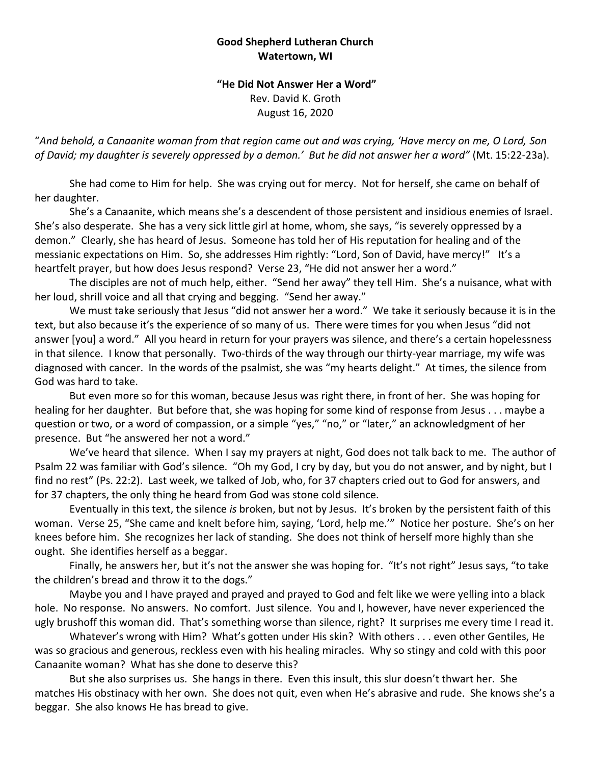**Good Shepherd Lutheran Church**
**Watertown, WI**

**"He Did Not Answer Her a Word"**
Rev. David K. Groth
August 16, 2020

"*And behold, a Canaanite woman from that region came out and was crying, 'Have mercy on me, O Lord, Son of David; my daughter is severely oppressed by a demon.' But he did not answer her a word"* (Mt. 15:22-23a).

She had come to Him for help. She was crying out for mercy. Not for herself, she came on behalf of her daughter.

She's a Canaanite, which means she's a descendent of those persistent and insidious enemies of Israel. She's also desperate. She has a very sick little girl at home, whom, she says, "is severely oppressed by a demon." Clearly, she has heard of Jesus. Someone has told her of His reputation for healing and of the messianic expectations on Him. So, she addresses Him rightly: "Lord, Son of David, have mercy!" It's a heartfelt prayer, but how does Jesus respond? Verse 23, "He did not answer her a word."

The disciples are not of much help, either. "Send her away" they tell Him. She's a nuisance, what with her loud, shrill voice and all that crying and begging. "Send her away."

We must take seriously that Jesus "did not answer her a word." We take it seriously because it is in the text, but also because it's the experience of so many of us. There were times for you when Jesus "did not answer [you] a word." All you heard in return for your prayers was silence, and there's a certain hopelessness in that silence. I know that personally. Two-thirds of the way through our thirty-year marriage, my wife was diagnosed with cancer. In the words of the psalmist, she was "my hearts delight." At times, the silence from God was hard to take.

But even more so for this woman, because Jesus was right there, in front of her. She was hoping for healing for her daughter. But before that, she was hoping for some kind of response from Jesus . . . maybe a question or two, or a word of compassion, or a simple "yes," "no," or "later," an acknowledgment of her presence. But "he answered her not a word."

We've heard that silence. When I say my prayers at night, God does not talk back to me. The author of Psalm 22 was familiar with God's silence. "Oh my God, I cry by day, but you do not answer, and by night, but I find no rest" (Ps. 22:2). Last week, we talked of Job, who, for 37 chapters cried out to God for answers, and for 37 chapters, the only thing he heard from God was stone cold silence.

Eventually in this text, the silence *is* broken, but not by Jesus. It's broken by the persistent faith of this woman. Verse 25, "She came and knelt before him, saying, 'Lord, help me.'" Notice her posture. She's on her knees before him. She recognizes her lack of standing. She does not think of herself more highly than she ought. She identifies herself as a beggar.

Finally, he answers her, but it's not the answer she was hoping for. "It's not right" Jesus says, "to take the children's bread and throw it to the dogs."

Maybe you and I have prayed and prayed and prayed to God and felt like we were yelling into a black hole. No response. No answers. No comfort. Just silence. You and I, however, have never experienced the ugly brushoff this woman did. That's something worse than silence, right? It surprises me every time I read it.

Whatever's wrong with Him? What's gotten under His skin? With others . . . even other Gentiles, He was so gracious and generous, reckless even with his healing miracles. Why so stingy and cold with this poor Canaanite woman? What has she done to deserve this?

But she also surprises us. She hangs in there. Even this insult, this slur doesn't thwart her. She matches His obstinacy with her own. She does not quit, even when He's abrasive and rude. She knows she's a beggar. She also knows He has bread to give.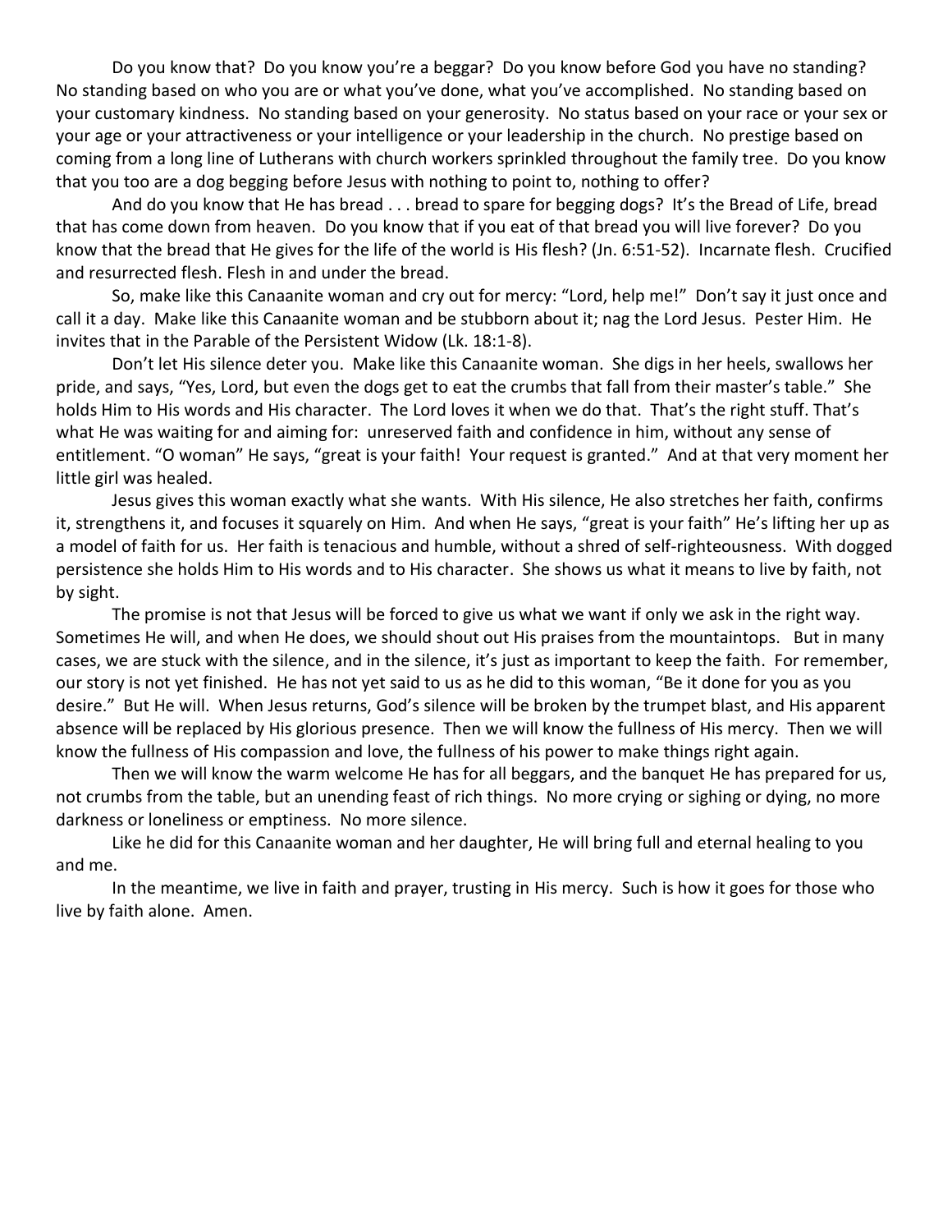Do you know that? Do you know you're a beggar? Do you know before God you have no standing? No standing based on who you are or what you've done, what you've accomplished. No standing based on your customary kindness. No standing based on your generosity. No status based on your race or your sex or your age or your attractiveness or your intelligence or your leadership in the church. No prestige based on coming from a long line of Lutherans with church workers sprinkled throughout the family tree. Do you know that you too are a dog begging before Jesus with nothing to point to, nothing to offer?

And do you know that He has bread . . . bread to spare for begging dogs? It's the Bread of Life, bread that has come down from heaven. Do you know that if you eat of that bread you will live forever? Do you know that the bread that He gives for the life of the world is His flesh? (Jn. 6:51-52). Incarnate flesh. Crucified and resurrected flesh. Flesh in and under the bread.

So, make like this Canaanite woman and cry out for mercy: "Lord, help me!" Don't say it just once and call it a day. Make like this Canaanite woman and be stubborn about it; nag the Lord Jesus. Pester Him. He invites that in the Parable of the Persistent Widow (Lk. 18:1-8).

Don't let His silence deter you. Make like this Canaanite woman. She digs in her heels, swallows her pride, and says, "Yes, Lord, but even the dogs get to eat the crumbs that fall from their master's table." She holds Him to His words and His character. The Lord loves it when we do that. That's the right stuff. That's what He was waiting for and aiming for: unreserved faith and confidence in him, without any sense of entitlement. "O woman" He says, "great is your faith! Your request is granted." And at that very moment her little girl was healed.

Jesus gives this woman exactly what she wants. With His silence, He also stretches her faith, confirms it, strengthens it, and focuses it squarely on Him. And when He says, "great is your faith" He's lifting her up as a model of faith for us. Her faith is tenacious and humble, without a shred of self-righteousness. With dogged persistence she holds Him to His words and to His character. She shows us what it means to live by faith, not by sight.

The promise is not that Jesus will be forced to give us what we want if only we ask in the right way. Sometimes He will, and when He does, we should shout out His praises from the mountaintops. But in many cases, we are stuck with the silence, and in the silence, it's just as important to keep the faith. For remember, our story is not yet finished. He has not yet said to us as he did to this woman, "Be it done for you as you desire." But He will. When Jesus returns, God's silence will be broken by the trumpet blast, and His apparent absence will be replaced by His glorious presence. Then we will know the fullness of His mercy. Then we will know the fullness of His compassion and love, the fullness of his power to make things right again.

Then we will know the warm welcome He has for all beggars, and the banquet He has prepared for us, not crumbs from the table, but an unending feast of rich things. No more crying or sighing or dying, no more darkness or loneliness or emptiness. No more silence.

Like he did for this Canaanite woman and her daughter, He will bring full and eternal healing to you and me.

In the meantime, we live in faith and prayer, trusting in His mercy. Such is how it goes for those who live by faith alone. Amen.